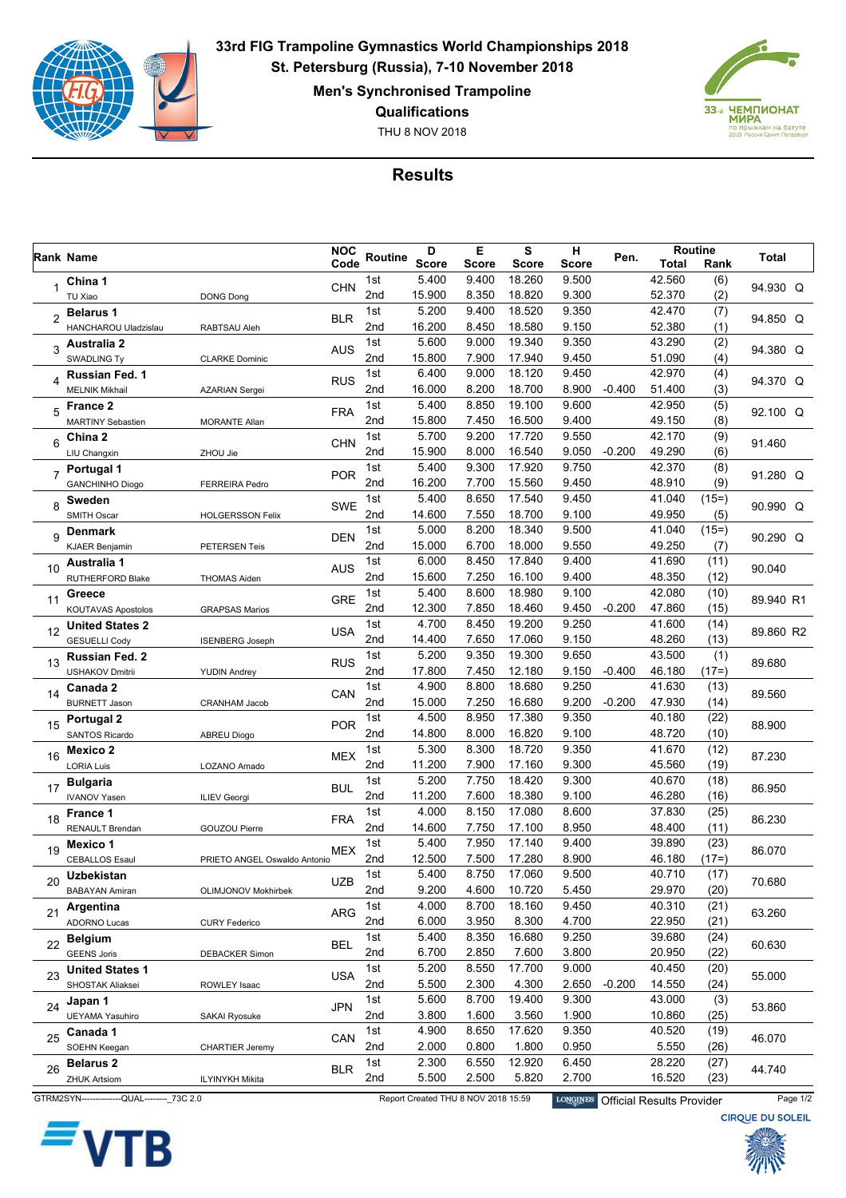# 33rd FIG Trampoline Gymnastics World Championships 2018

**St. Petersburg (Russia), 7-10 November 2018**

**Men's Synchronised Trampoline**

**Qualifications**

THU 8 NOV 2018

## Results

| Rank | Name | | NOC Code | Routine | D Score | E Score | S Score | H Score | Pen. | Routine Total | Routine Rank | Total |
|---|---|---|---|---|---|---|---|---|---|---|---|---|
| 1 | China 1 | | CHN | 1st | 5.400 | 9.400 | 18.260 | 9.500 | | 42.560 | (6) | 94.930 Q |
| | TU Xiao | DONG Dong | | 2nd | 15.900 | 8.350 | 18.820 | 9.300 | | 52.370 | (2) | |
| 2 | Belarus 1 | | BLR | 1st | 5.200 | 9.400 | 18.520 | 9.350 | | 42.470 | (7) | 94.850 Q |
| | HANCHAROU Uladzislau | RABTSAU Aleh | | 2nd | 16.200 | 8.450 | 18.580 | 9.150 | | 52.380 | (1) | |
| 3 | Australia 2 | | AUS | 1st | 5.600 | 9.000 | 19.340 | 9.350 | | 43.290 | (2) | 94.380 Q |
| | SWADLING Ty | CLARKE Dominic | | 2nd | 15.800 | 7.900 | 17.940 | 9.450 | | 51.090 | (4) | |
| 4 | Russian Fed. 1 | | RUS | 1st | 6.400 | 9.000 | 18.120 | 9.450 | | 42.970 | (4) | 94.370 Q |
| | MELNIK Mikhail | AZARIAN Sergei | | 2nd | 16.000 | 8.200 | 18.700 | 8.900 | -0.400 | 51.400 | (3) | |
| 5 | France 2 | | FRA | 1st | 5.400 | 8.850 | 19.100 | 9.600 | | 42.950 | (5) | 92.100 Q |
| | MARTINY Sebastien | MORANTE Allan | | 2nd | 15.800 | 7.450 | 16.500 | 9.400 | | 49.150 | (8) | |
| 6 | China 2 | | CHN | 1st | 5.700 | 9.200 | 17.720 | 9.550 | | 42.170 | (9) | 91.460 |
| | LIU Changxin | ZHOU Jie | | 2nd | 15.900 | 8.000 | 16.540 | 9.050 | -0.200 | 49.290 | (6) | |
| 7 | Portugal 1 | | POR | 1st | 5.400 | 9.300 | 17.920 | 9.750 | | 42.370 | (8) | 91.280 Q |
| | GANCHINHO Diogo | FERREIRA Pedro | | 2nd | 16.200 | 7.700 | 15.560 | 9.450 | | 48.910 | (9) | |
| 8 | Sweden | | SWE | 1st | 5.400 | 8.650 | 17.540 | 9.450 | | 41.040 | (15=) | 90.990 Q |
| | SMITH Oscar | HOLGERSSON Felix | | 2nd | 14.600 | 7.550 | 18.700 | 9.100 | | 49.950 | (5) | |
| 9 | Denmark | | DEN | 1st | 5.000 | 8.200 | 18.340 | 9.500 | | 41.040 | (15=) | 90.290 Q |
| | KJAER Benjamin | PETERSEN Teis | | 2nd | 15.000 | 6.700 | 18.000 | 9.550 | | 49.250 | (7) | |
| 10 | Australia 1 | | AUS | 1st | 6.000 | 8.450 | 17.840 | 9.400 | | 41.690 | (11) | 90.040 |
| | RUTHERFORD Blake | THOMAS Aiden | | 2nd | 15.600 | 7.250 | 16.100 | 9.400 | | 48.350 | (12) | |
| 11 | Greece | | GRE | 1st | 5.400 | 8.600 | 18.980 | 9.100 | | 42.080 | (10) | 89.940 R1 |
| | KOUTAVAS Apostolos | GRAPSAS Marios | | 2nd | 12.300 | 7.850 | 18.460 | 9.450 | -0.200 | 47.860 | (15) | |
| 12 | United States 2 | | USA | 1st | 4.700 | 8.450 | 19.200 | 9.250 | | 41.600 | (14) | 89.860 R2 |
| | GESUELLI Cody | ISENBERG Joseph | | 2nd | 14.400 | 7.650 | 17.060 | 9.150 | | 48.260 | (13) | |
| 13 | Russian Fed. 2 | | RUS | 1st | 5.200 | 9.350 | 19.300 | 9.650 | | 43.500 | (1) | 89.680 |
| | USHAKOV Dmitrii | YUDIN Andrey | | 2nd | 17.800 | 7.450 | 12.180 | 9.150 | -0.400 | 46.180 | (17=) | |
| 14 | Canada 2 | | CAN | 1st | 4.900 | 8.800 | 18.680 | 9.250 | | 41.630 | (13) | 89.560 |
| | BURNETT Jason | CRANHAM Jacob | | 2nd | 15.000 | 7.250 | 16.680 | 9.200 | -0.200 | 47.930 | (14) | |
| 15 | Portugal 2 | | POR | 1st | 4.500 | 8.950 | 17.380 | 9.350 | | 40.180 | (22) | 88.900 |
| | SANTOS Ricardo | ABREU Diogo | | 2nd | 14.800 | 8.000 | 16.820 | 9.100 | | 48.720 | (10) | |
| 16 | Mexico 2 | | MEX | 1st | 5.300 | 8.300 | 18.720 | 9.350 | | 41.670 | (12) | 87.230 |
| | LORIA Luis | LOZANO Amado | | 2nd | 11.200 | 7.900 | 17.160 | 9.300 | | 45.560 | (19) | |
| 17 | Bulgaria | | BUL | 1st | 5.200 | 7.750 | 18.420 | 9.300 | | 40.670 | (18) | 86.950 |
| | IVANOV Yasen | ILIEV Georgi | | 2nd | 11.200 | 7.600 | 18.380 | 9.100 | | 46.280 | (16) | |
| 18 | France 1 | | FRA | 1st | 4.000 | 8.150 | 17.080 | 8.600 | | 37.830 | (25) | 86.230 |
| | RENAULT Brendan | GOUZOU Pierre | | 2nd | 14.600 | 7.750 | 17.100 | 8.950 | | 48.400 | (11) | |
| 19 | Mexico 1 | | MEX | 1st | 5.400 | 7.950 | 17.140 | 9.400 | | 39.890 | (23) | 86.070 |
| | CEBALLOS Esaul | PRIETO ANGEL Oswaldo Antonio | | 2nd | 12.500 | 7.500 | 17.280 | 8.900 | | 46.180 | (17=) | |
| 20 | Uzbekistan | | UZB | 1st | 5.400 | 8.750 | 17.060 | 9.500 | | 40.710 | (17) | 70.680 |
| | BABAYAN Amiran | OLIMJONOV Mokhirbek | | 2nd | 9.200 | 4.600 | 10.720 | 5.450 | | 29.970 | (20) | |
| 21 | Argentina | | ARG | 1st | 4.000 | 8.700 | 18.160 | 9.450 | | 40.310 | (21) | 63.260 |
| | ADORNO Lucas | CURY Federico | | 2nd | 6.000 | 3.950 | 8.300 | 4.700 | | 22.950 | (21) | |
| 22 | Belgium | | BEL | 1st | 5.400 | 8.350 | 16.680 | 9.250 | | 39.680 | (24) | 60.630 |
| | GEENS Joris | DEBACKER Simon | | 2nd | 6.700 | 2.850 | 7.600 | 3.800 | | 20.950 | (22) | |
| 23 | United States 1 | | USA | 1st | 5.200 | 8.550 | 17.700 | 9.000 | | 40.450 | (20) | 55.000 |
| | SHOSTAK Aliaksei | ROWLEY Isaac | | 2nd | 5.500 | 2.300 | 4.300 | 2.650 | -0.200 | 14.550 | (24) | |
| 24 | Japan 1 | | JPN | 1st | 5.600 | 8.700 | 19.400 | 9.300 | | 43.000 | (3) | 53.860 |
| | UEYAMA Yasuhiro | SAKAI Ryosuke | | 2nd | 3.800 | 1.600 | 3.560 | 1.900 | | 10.860 | (25) | |
| 25 | Canada 1 | | CAN | 1st | 4.900 | 8.650 | 17.620 | 9.350 | | 40.520 | (19) | 46.070 |
| | SOEHN Keegan | CHARTIER Jeremy | | 2nd | 2.000 | 0.800 | 1.800 | 0.950 | | 5.550 | (26) | |
| 26 | Belarus 2 | | BLR | 1st | 2.300 | 6.550 | 12.920 | 6.450 | | 28.220 | (27) | 44.740 |
| | ZHUK Artsiom | ILYINYKH Mikita | | 2nd | 5.500 | 2.500 | 5.820 | 2.700 | | 16.520 | (23) | |

GTRM2SYN--------------QUAL--------_73C 2.0 Report Created THU 8 NOV 2018 15:59 LONGINES Official Results Provider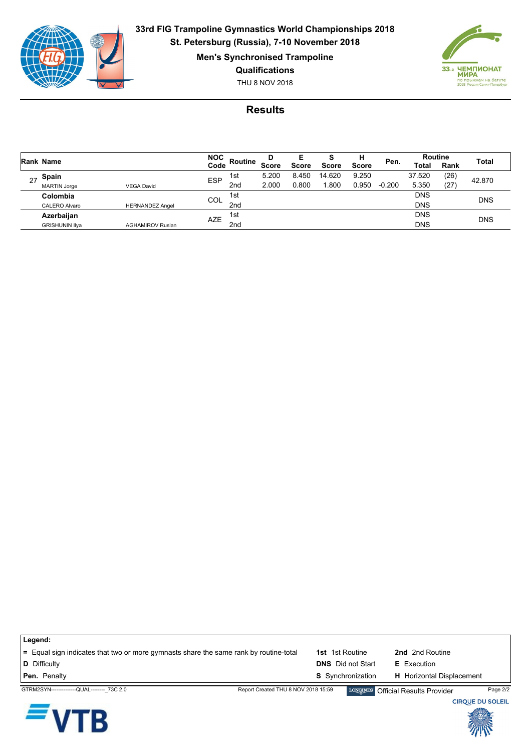**33rd FIG Trampoline Gymnastics World Championships 2018**
**St. Petersburg (Russia), 7-10 November 2018**
**Men's Synchronised Trampoline**
**Qualifications**
THU 8 NOV 2018

## Results

| Rank | Name | | NOC Code | Routine | D Score | E Score | S Score | H Score | Pen. | Routine Total | Routine Rank | Total |
|---|---|---|---|---|---|---|---|---|---|---|---|---|
| 27 | **Spain** | | ESP | 1st | 5.200 | 8.450 | 14.620 | 9.250 | | 37.520 | (26) | 42.870 |
| | MARTIN Jorge | VEGA David | | 2nd | 2.000 | 0.800 | 1.800 | 0.950 | -0.200 | 5.350 | (27) | |
| | **Colombia** | | COL | 1st | | | | | | DNS | | DNS |
| | CALERO Alvaro | HERNANDEZ Angel | | 2nd | | | | | | DNS | | |
| | **Azerbaijan** | | AZE | 1st | | | | | | DNS | | DNS |
| | GRISHUNIN Ilya | AGHAMIROV Ruslan | | 2nd | | | | | | DNS | | |

**Legend:**

| | | |
|---|---|---|
| **=** Equal sign indicates that two or more gymnasts share the same rank by routine-total | **1st** 1st Routine | **2nd** 2nd Routine |
| **D** Difficulty | **DNS** Did not Start | **E** Execution |
| **Pen.** Penalty | **S** Synchronization | **H** Horizontal Displacement |

GTRM2SYN--------------QUAL--------_73C 2.0 Report Created THU 8 NOV 2018 15:59 Official Results Provider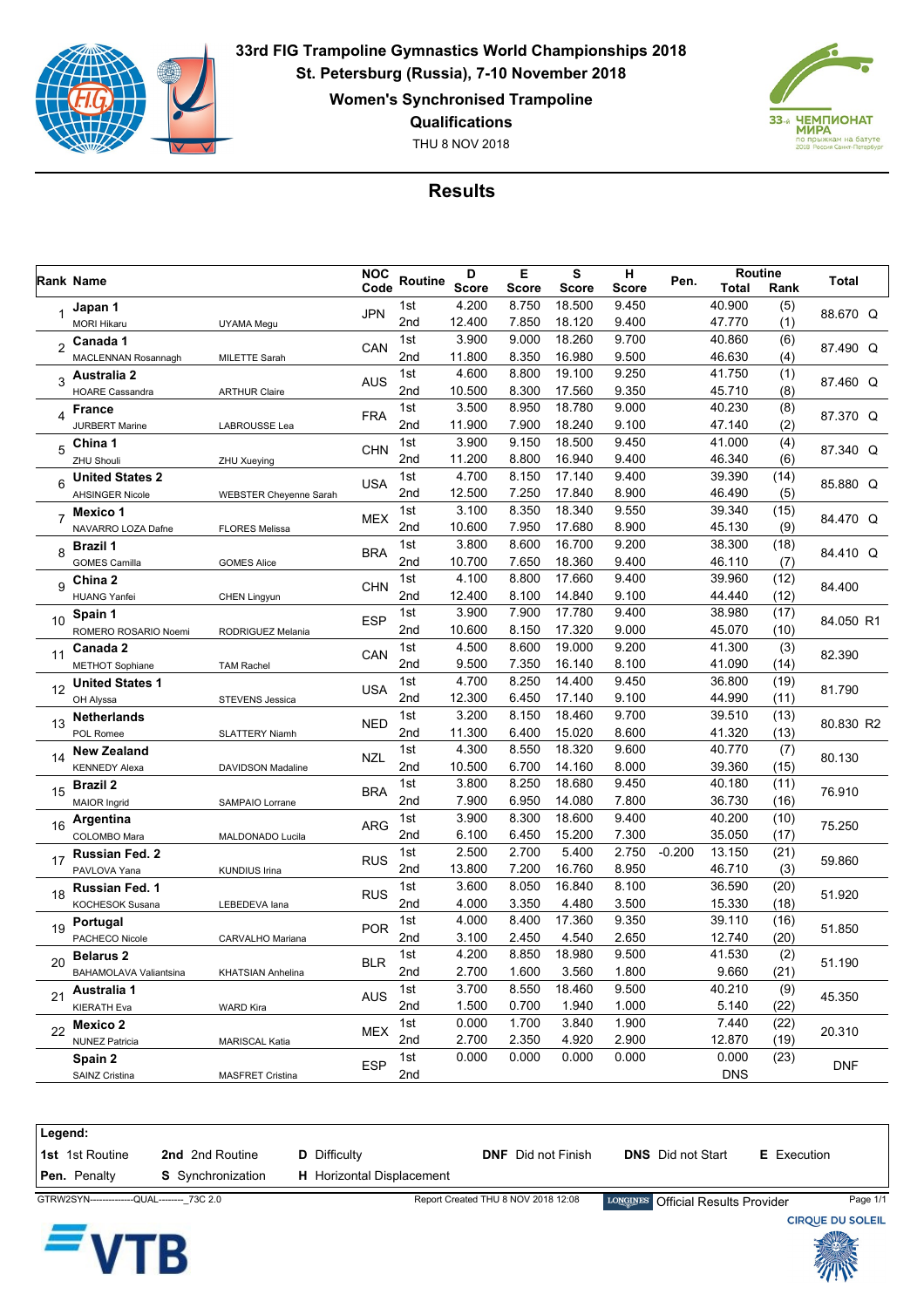# 33rd FIG Trampoline Gymnastics World Championships 2018

**St. Petersburg (Russia), 7-10 November 2018**

**Women's Synchronised Trampoline**

**Qualifications**

THU 8 NOV 2018

## Results

| Rank | Name | | NOC Code | Routine | D Score | E Score | S Score | H Score | Pen. | Routine Total | Routine Rank | Total |
|---|---|---|---|---|---|---|---|---|---|---|---|---|
| 1 | **Japan 1** | | JPN | 1st | 4.200 | 8.750 | 18.500 | 9.450 | | 40.900 | (5) | 88.670 Q |
| | MORI Hikaru | UYAMA Megu | | 2nd | 12.400 | 7.850 | 18.120 | 9.400 | | 47.770 | (1) | |
| 2 | **Canada 1** | | CAN | 1st | 3.900 | 9.000 | 18.260 | 9.700 | | 40.860 | (6) | 87.490 Q |
| | MACLENNAN Rosannagh | MILETTE Sarah | | 2nd | 11.800 | 8.350 | 16.980 | 9.500 | | 46.630 | (4) | |
| 3 | **Australia 2** | | AUS | 1st | 4.600 | 8.800 | 19.100 | 9.250 | | 41.750 | (1) | 87.460 Q |
| | HOARE Cassandra | ARTHUR Claire | | 2nd | 10.500 | 8.300 | 17.560 | 9.350 | | 45.710 | (8) | |
| 4 | **France** | | FRA | 1st | 3.500 | 8.950 | 18.780 | 9.000 | | 40.230 | (8) | 87.370 Q |
| | JURBERT Marine | LABROUSSE Lea | | 2nd | 11.900 | 7.900 | 18.240 | 9.100 | | 47.140 | (2) | |
| 5 | **China 1** | | CHN | 1st | 3.900 | 9.150 | 18.500 | 9.450 | | 41.000 | (4) | 87.340 Q |
| | ZHU Shouli | ZHU Xueying | | 2nd | 11.200 | 8.800 | 16.940 | 9.400 | | 46.340 | (6) | |
| 6 | **United States 2** | | USA | 1st | 4.700 | 8.150 | 17.140 | 9.400 | | 39.390 | (14) | 85.880 Q |
| | AHSINGER Nicole | WEBSTER Cheyenne Sarah | | 2nd | 12.500 | 7.250 | 17.840 | 8.900 | | 46.490 | (5) | |
| 7 | **Mexico 1** | | MEX | 1st | 3.100 | 8.350 | 18.340 | 9.550 | | 39.340 | (15) | 84.470 Q |
| | NAVARRO LOZA Dafne | FLORES Melissa | | 2nd | 10.600 | 7.950 | 17.680 | 8.900 | | 45.130 | (9) | |
| 8 | **Brazil 1** | | BRA | 1st | 3.800 | 8.600 | 16.700 | 9.200 | | 38.300 | (18) | 84.410 Q |
| | GOMES Camilla | GOMES Alice | | 2nd | 10.700 | 7.650 | 18.360 | 9.400 | | 46.110 | (7) | |
| 9 | **China 2** | | CHN | 1st | 4.100 | 8.800 | 17.660 | 9.400 | | 39.960 | (12) | 84.400 |
| | HUANG Yanfei | CHEN Lingyun | | 2nd | 12.400 | 8.100 | 14.840 | 9.100 | | 44.440 | (12) | |
| 10 | **Spain 1** | | ESP | 1st | 3.900 | 7.900 | 17.780 | 9.400 | | 38.980 | (17) | 84.050 R1 |
| | ROMERO ROSARIO Noemi | RODRIGUEZ Melania | | 2nd | 10.600 | 8.150 | 17.320 | 9.000 | | 45.070 | (10) | |
| 11 | **Canada 2** | | CAN | 1st | 4.500 | 8.600 | 19.000 | 9.200 | | 41.300 | (3) | 82.390 |
| | METHOT Sophiane | TAM Rachel | | 2nd | 9.500 | 7.350 | 16.140 | 8.100 | | 41.090 | (14) | |
| 12 | **United States 1** | | USA | 1st | 4.700 | 8.250 | 14.400 | 9.450 | | 36.800 | (19) | 81.790 |
| | OH Alyssa | STEVENS Jessica | | 2nd | 12.300 | 6.450 | 17.140 | 9.100 | | 44.990 | (11) | |
| 13 | **Netherlands** | | NED | 1st | 3.200 | 8.150 | 18.460 | 9.700 | | 39.510 | (13) | 80.830 R2 |
| | POL Romee | SLATTERY Niamh | | 2nd | 11.300 | 6.400 | 15.020 | 8.600 | | 41.320 | (13) | |
| 14 | **New Zealand** | | NZL | 1st | 4.300 | 8.550 | 18.320 | 9.600 | | 40.770 | (7) | 80.130 |
| | KENNEDY Alexa | DAVIDSON Madaline | | 2nd | 10.500 | 6.700 | 14.160 | 8.000 | | 39.360 | (15) | |
| 15 | **Brazil 2** | | BRA | 1st | 3.800 | 8.250 | 18.680 | 9.450 | | 40.180 | (11) | 76.910 |
| | MAIOR Ingrid | SAMPAIO Lorrane | | 2nd | 7.900 | 6.950 | 14.080 | 7.800 | | 36.730 | (16) | |
| 16 | **Argentina** | | ARG | 1st | 3.900 | 8.300 | 18.600 | 9.400 | | 40.200 | (10) | 75.250 |
| | COLOMBO Mara | MALDONADO Lucila | | 2nd | 6.100 | 6.450 | 15.200 | 7.300 | | 35.050 | (17) | |
| 17 | **Russian Fed. 2** | | RUS | 1st | 2.500 | 2.700 | 5.400 | 2.750 | -0.200 | 13.150 | (21) | 59.860 |
| | PAVLOVA Yana | KUNDIUS Irina | | 2nd | 13.800 | 7.200 | 16.760 | 8.950 | | 46.710 | (3) | |
| 18 | **Russian Fed. 1** | | RUS | 1st | 3.600 | 8.050 | 16.840 | 8.100 | | 36.590 | (20) | 51.920 |
| | KOCHESOK Susana | LEBEDEVA Iana | | 2nd | 4.000 | 3.350 | 4.480 | 3.500 | | 15.330 | (18) | |
| 19 | **Portugal** | | POR | 1st | 4.000 | 8.400 | 17.360 | 9.350 | | 39.110 | (16) | 51.850 |
| | PACHECO Nicole | CARVALHO Mariana | | 2nd | 3.100 | 2.450 | 4.540 | 2.650 | | 12.740 | (20) | |
| 20 | **Belarus 2** | | BLR | 1st | 4.200 | 8.850 | 18.980 | 9.500 | | 41.530 | (2) | 51.190 |
| | BAHAMOLAVA Valiantsina | KHATSIAN Anhelina | | 2nd | 2.700 | 1.600 | 3.560 | 1.800 | | 9.660 | (21) | |
| 21 | **Australia 1** | | AUS | 1st | 3.700 | 8.550 | 18.460 | 9.500 | | 40.210 | (9) | 45.350 |
| | KIERATH Eva | WARD Kira | | 2nd | 1.500 | 0.700 | 1.940 | 1.000 | | 5.140 | (22) | |
| 22 | **Mexico 2** | | MEX | 1st | 0.000 | 1.700 | 3.840 | 1.900 | | 7.440 | (22) | 20.310 |
| | NUNEZ Patricia | MARISCAL Katia | | 2nd | 2.700 | 2.350 | 4.920 | 2.900 | | 12.870 | (19) | |
| | **Spain 2** | | ESP | 1st | 0.000 | 0.000 | 0.000 | 0.000 | | 0.000 | (23) | DNF |
| | SAINZ Cristina | MASFRET Cristina | | 2nd | | | | | | DNS | | |

**Legend:**

| | | | | | |
|---|---|---|---|---|---|
| **1st** 1st Routine | **2nd** 2nd Routine | **D** Difficulty | **DNF** Did not Finish | **DNS** Did not Start | **E** Execution |
| **Pen.** Penalty | **S** Synchronization | **H** Horizontal Displacement | | | |

GTRW2SYN--------------QUAL--------_73C 2.0 Report Created THU 8 NOV 2018 12:08 LONGINES Official Results Provider